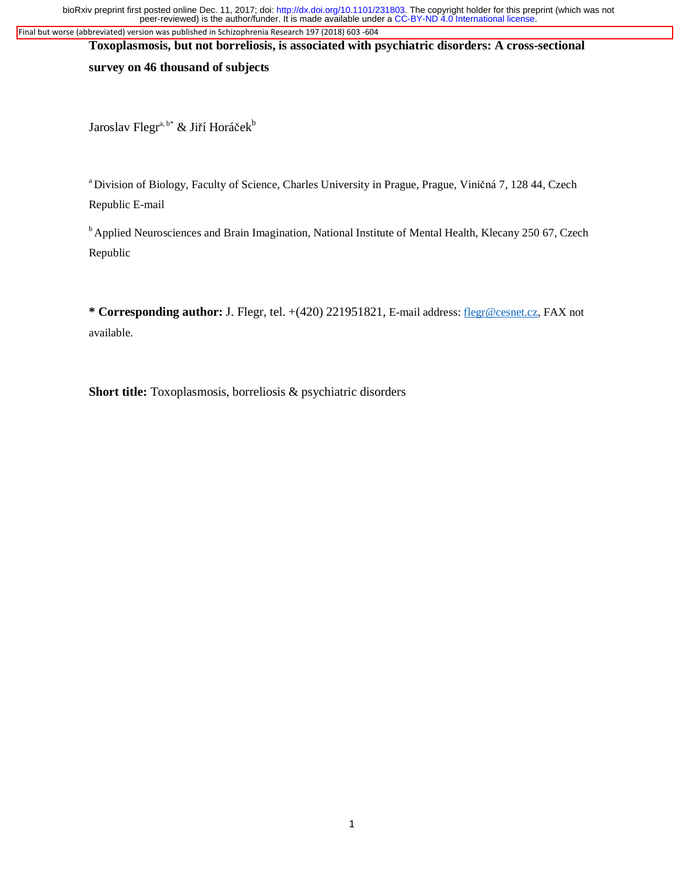Final but worse (abbreviated) version was published in Schizophrenia Research 197 (2018) 603 -604

# Toxoplasmosis, but not borreliosis, is associated with psychiatric disorders: A cross-sectional survey on 46 thousand of subjects

Jaroslav Flegr[a, b*] & Jiří Horáček[b]

[a] Division of Biology, Faculty of Science, Charles University in Prague, Prague, Viničná 7, 128 44, Czech Republic E-mail

[b] Applied Neurosciences and Brain Imagination, National Institute of Mental Health, Klecany 250 67, Czech Republic

**\* Corresponding author:** J. Flegr, tel. +(420) 221951821, E-mail address: flegr@cesnet.cz, FAX not available.

**Short title:** Toxoplasmosis, borreliosis & psychiatric disorders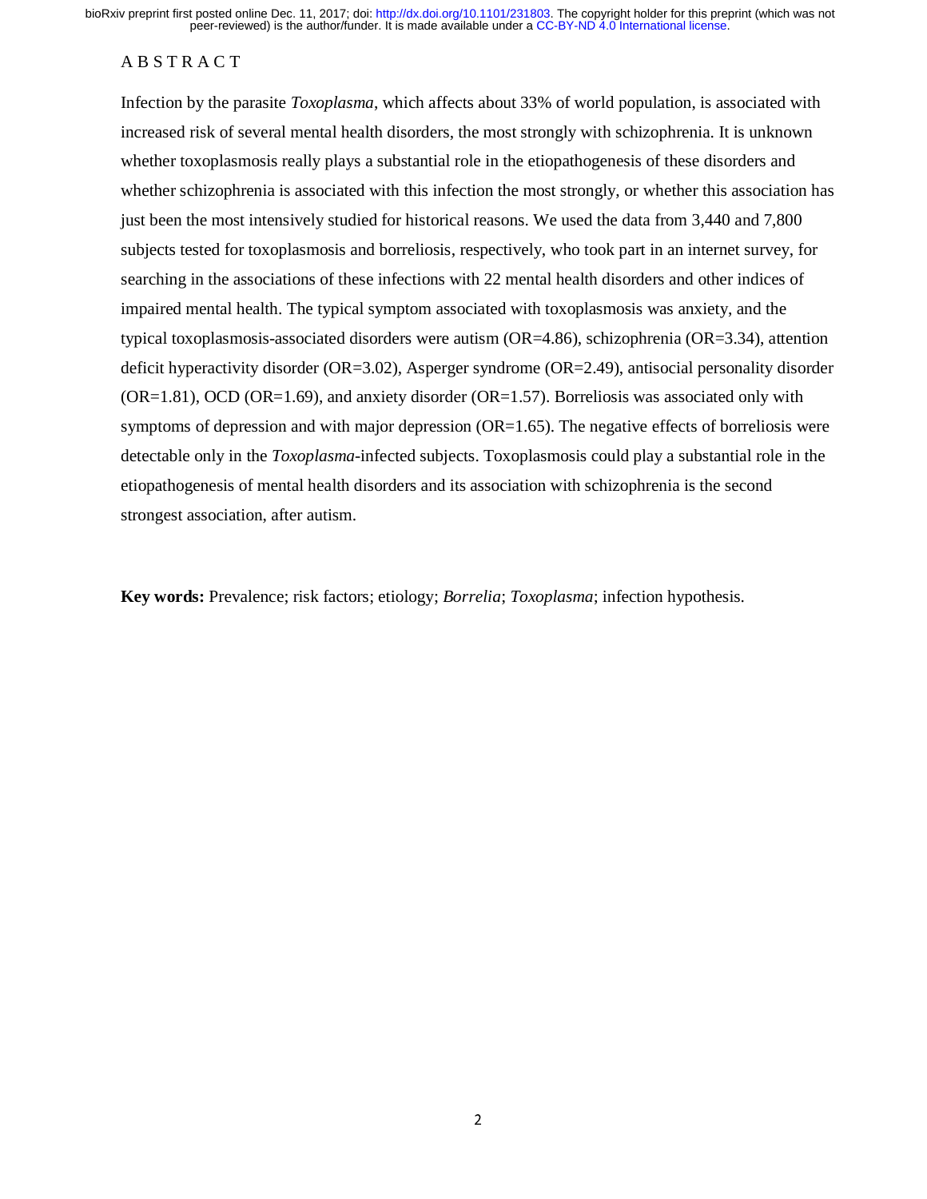## ABSTRACT

Infection by the parasite *Toxoplasma*, which affects about 33% of world population, is associated with increased risk of several mental health disorders, the most strongly with schizophrenia. It is unknown whether toxoplasmosis really plays a substantial role in the etiopathogenesis of these disorders and whether schizophrenia is associated with this infection the most strongly, or whether this association has just been the most intensively studied for historical reasons. We used the data from 3,440 and 7,800 subjects tested for toxoplasmosis and borreliosis, respectively, who took part in an internet survey, for searching in the associations of these infections with 22 mental health disorders and other indices of impaired mental health. The typical symptom associated with toxoplasmosis was anxiety, and the typical toxoplasmosis-associated disorders were autism (OR=4.86), schizophrenia (OR=3.34), attention deficit hyperactivity disorder (OR=3.02), Asperger syndrome (OR=2.49), antisocial personality disorder (OR=1.81), OCD (OR=1.69), and anxiety disorder (OR=1.57). Borreliosis was associated only with symptoms of depression and with major depression (OR=1.65). The negative effects of borreliosis were detectable only in the *Toxoplasma*-infected subjects. Toxoplasmosis could play a substantial role in the etiopathogenesis of mental health disorders and its association with schizophrenia is the second strongest association, after autism.

**Key words:** Prevalence; risk factors; etiology; *Borrelia*; *Toxoplasma*; infection hypothesis.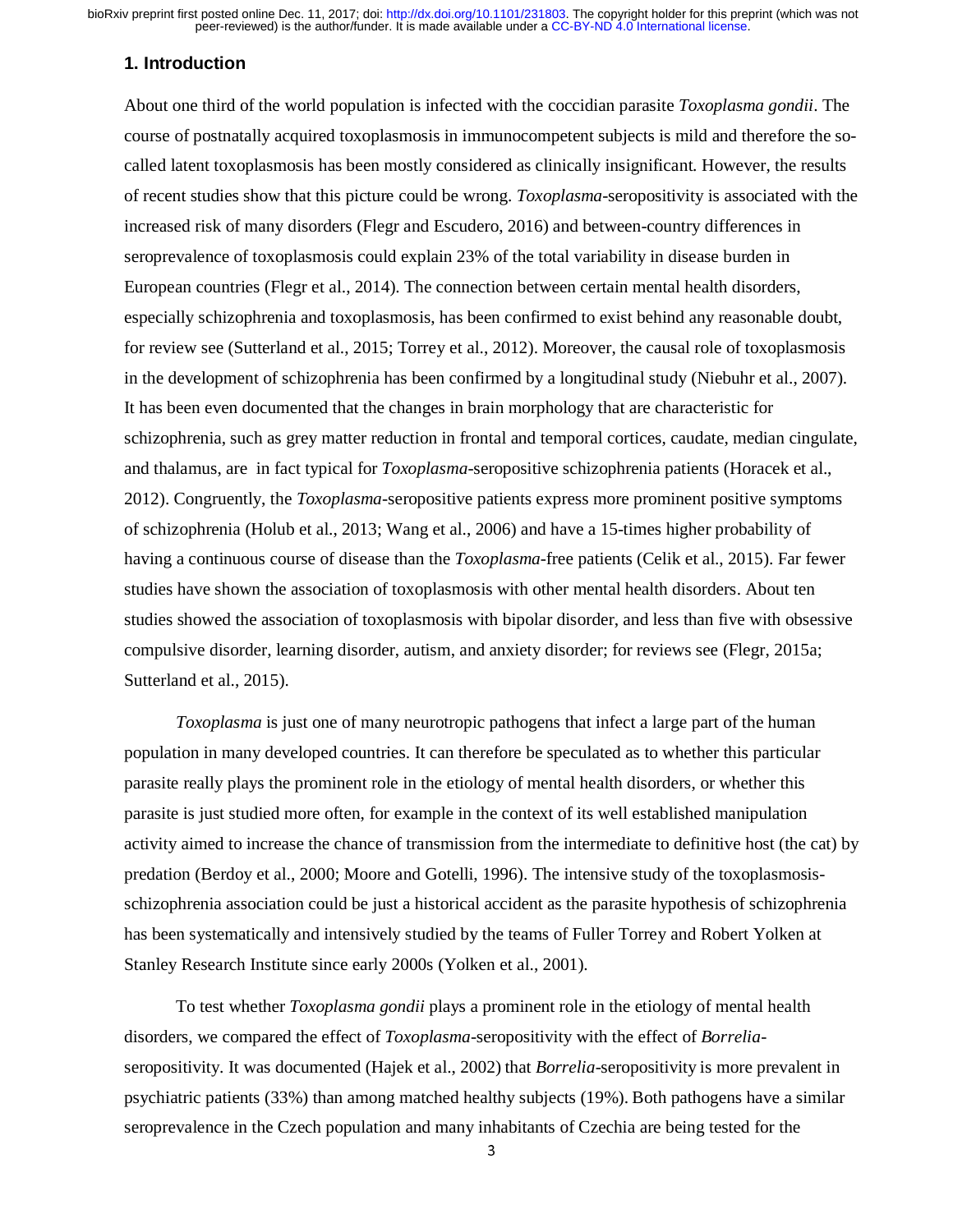## 1. Introduction

About one third of the world population is infected with the coccidian parasite *Toxoplasma gondii*. The course of postnatally acquired toxoplasmosis in immunocompetent subjects is mild and therefore the so-called latent toxoplasmosis has been mostly considered as clinically insignificant. However, the results of recent studies show that this picture could be wrong. *Toxoplasma*-seropositivity is associated with the increased risk of many disorders (Flegr and Escudero, 2016) and between-country differences in seroprevalence of toxoplasmosis could explain 23% of the total variability in disease burden in European countries (Flegr et al., 2014). The connection between certain mental health disorders, especially schizophrenia and toxoplasmosis, has been confirmed to exist behind any reasonable doubt, for review see (Sutterland et al., 2015; Torrey et al., 2012). Moreover, the causal role of toxoplasmosis in the development of schizophrenia has been confirmed by a longitudinal study (Niebuhr et al., 2007). It has been even documented that the changes in brain morphology that are characteristic for schizophrenia, such as grey matter reduction in frontal and temporal cortices, caudate, median cingulate, and thalamus, are in fact typical for *Toxoplasma*-seropositive schizophrenia patients (Horacek et al., 2012). Congruently, the *Toxoplasma*-seropositive patients express more prominent positive symptoms of schizophrenia (Holub et al., 2013; Wang et al., 2006) and have a 15-times higher probability of having a continuous course of disease than the *Toxoplasma*-free patients (Celik et al., 2015). Far fewer studies have shown the association of toxoplasmosis with other mental health disorders. About ten studies showed the association of toxoplasmosis with bipolar disorder, and less than five with obsessive compulsive disorder, learning disorder, autism, and anxiety disorder; for reviews see (Flegr, 2015a; Sutterland et al., 2015).

*Toxoplasma* is just one of many neurotropic pathogens that infect a large part of the human population in many developed countries. It can therefore be speculated as to whether this particular parasite really plays the prominent role in the etiology of mental health disorders, or whether this parasite is just studied more often, for example in the context of its well established manipulation activity aimed to increase the chance of transmission from the intermediate to definitive host (the cat) by predation (Berdoy et al., 2000; Moore and Gotelli, 1996). The intensive study of the toxoplasmosis-schizophrenia association could be just a historical accident as the parasite hypothesis of schizophrenia has been systematically and intensively studied by the teams of Fuller Torrey and Robert Yolken at Stanley Research Institute since early 2000s (Yolken et al., 2001).

To test whether *Toxoplasma gondii* plays a prominent role in the etiology of mental health disorders, we compared the effect of *Toxoplasma*-seropositivity with the effect of *Borrelia*-seropositivity. It was documented (Hajek et al., 2002) that *Borrelia*-seropositivity is more prevalent in psychiatric patients (33%) than among matched healthy subjects (19%). Both pathogens have a similar seroprevalence in the Czech population and many inhabitants of Czechia are being tested for the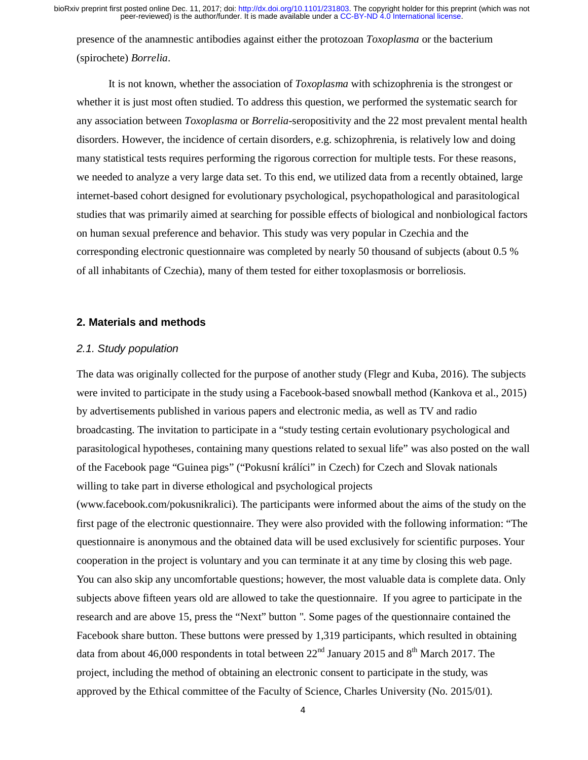presence of the anamnestic antibodies against either the protozoan *Toxoplasma* or the bacterium (spirochete) *Borrelia*.

It is not known, whether the association of *Toxoplasma* with schizophrenia is the strongest or whether it is just most often studied. To address this question, we performed the systematic search for any association between *Toxoplasma* or *Borrelia*-seropositivity and the 22 most prevalent mental health disorders. However, the incidence of certain disorders, e.g. schizophrenia, is relatively low and doing many statistical tests requires performing the rigorous correction for multiple tests. For these reasons, we needed to analyze a very large data set. To this end, we utilized data from a recently obtained, large internet-based cohort designed for evolutionary psychological, psychopathological and parasitological studies that was primarily aimed at searching for possible effects of biological and nonbiological factors on human sexual preference and behavior. This study was very popular in Czechia and the corresponding electronic questionnaire was completed by nearly 50 thousand of subjects (about 0.5 % of all inhabitants of Czechia), many of them tested for either toxoplasmosis or borreliosis.

## 2. Materials and methods

### *2.1. Study population*

The data was originally collected for the purpose of another study (Flegr and Kuba, 2016). The subjects were invited to participate in the study using a Facebook-based snowball method (Kankova et al., 2015) by advertisements published in various papers and electronic media, as well as TV and radio broadcasting. The invitation to participate in a "study testing certain evolutionary psychological and parasitological hypotheses, containing many questions related to sexual life" was also posted on the wall of the Facebook page "Guinea pigs" ("Pokusní králíci" in Czech) for Czech and Slovak nationals willing to take part in diverse ethological and psychological projects (www.facebook.com/pokusnikralici). The participants were informed about the aims of the study on the first page of the electronic questionnaire. They were also provided with the following information: "The questionnaire is anonymous and the obtained data will be used exclusively for scientific purposes. Your cooperation in the project is voluntary and you can terminate it at any time by closing this web page. You can also skip any uncomfortable questions; however, the most valuable data is complete data. Only subjects above fifteen years old are allowed to take the questionnaire. If you agree to participate in the research and are above 15, press the "Next" button ". Some pages of the questionnaire contained the Facebook share button. These buttons were pressed by 1,319 participants, which resulted in obtaining data from about 46,000 respondents in total between 22nd January 2015 and 8th March 2017. The project, including the method of obtaining an electronic consent to participate in the study, was approved by the Ethical committee of the Faculty of Science, Charles University (No. 2015/01).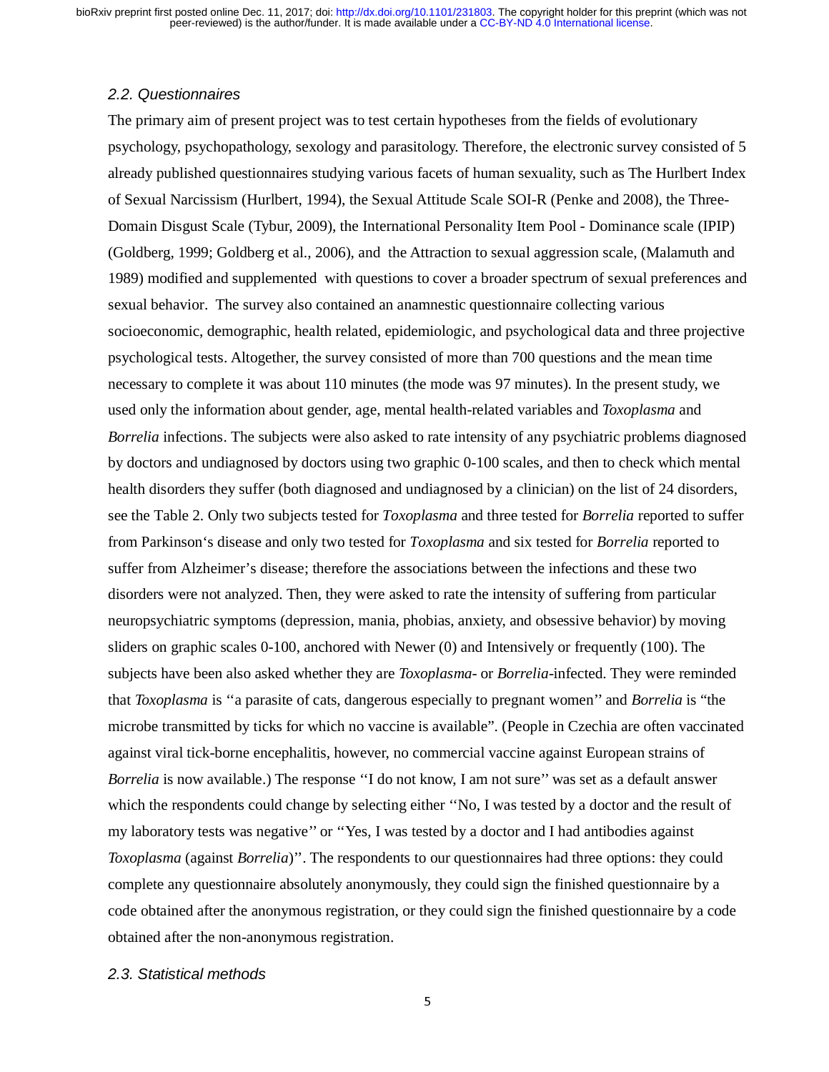### *2.2. Questionnaires*

The primary aim of present project was to test certain hypotheses from the fields of evolutionary psychology, psychopathology, sexology and parasitology. Therefore, the electronic survey consisted of 5 already published questionnaires studying various facets of human sexuality, such as The Hurlbert Index of Sexual Narcissism (Hurlbert, 1994), the Sexual Attitude Scale SOI-R (Penke and 2008), the Three-Domain Disgust Scale (Tybur, 2009), the International Personality Item Pool - Dominance scale (IPIP) (Goldberg, 1999; Goldberg et al., 2006), and the Attraction to sexual aggression scale, (Malamuth and 1989) modified and supplemented with questions to cover a broader spectrum of sexual preferences and sexual behavior. The survey also contained an anamnestic questionnaire collecting various socioeconomic, demographic, health related, epidemiologic, and psychological data and three projective psychological tests. Altogether, the survey consisted of more than 700 questions and the mean time necessary to complete it was about 110 minutes (the mode was 97 minutes). In the present study, we used only the information about gender, age, mental health-related variables and *Toxoplasma* and *Borrelia* infections. The subjects were also asked to rate intensity of any psychiatric problems diagnosed by doctors and undiagnosed by doctors using two graphic 0-100 scales, and then to check which mental health disorders they suffer (both diagnosed and undiagnosed by a clinician) on the list of 24 disorders, see the Table 2. Only two subjects tested for *Toxoplasma* and three tested for *Borrelia* reported to suffer from Parkinson‘s disease and only two tested for *Toxoplasma* and six tested for *Borrelia* reported to suffer from Alzheimer's disease; therefore the associations between the infections and these two disorders were not analyzed. Then, they were asked to rate the intensity of suffering from particular neuropsychiatric symptoms (depression, mania, phobias, anxiety, and obsessive behavior) by moving sliders on graphic scales 0-100, anchored with Newer (0) and Intensively or frequently (100). The subjects have been also asked whether they are *Toxoplasma*- or *Borrelia*-infected. They were reminded that *Toxoplasma* is ''a parasite of cats, dangerous especially to pregnant women'' and *Borrelia* is "the microbe transmitted by ticks for which no vaccine is available". (People in Czechia are often vaccinated against viral tick-borne encephalitis, however, no commercial vaccine against European strains of *Borrelia* is now available.) The response ''I do not know, I am not sure'' was set as a default answer which the respondents could change by selecting either ''No, I was tested by a doctor and the result of my laboratory tests was negative'' or ''Yes, I was tested by a doctor and I had antibodies against *Toxoplasma* (against *Borrelia*)''. The respondents to our questionnaires had three options: they could complete any questionnaire absolutely anonymously, they could sign the finished questionnaire by a code obtained after the anonymous registration, or they could sign the finished questionnaire by a code obtained after the non-anonymous registration.

### *2.3. Statistical methods*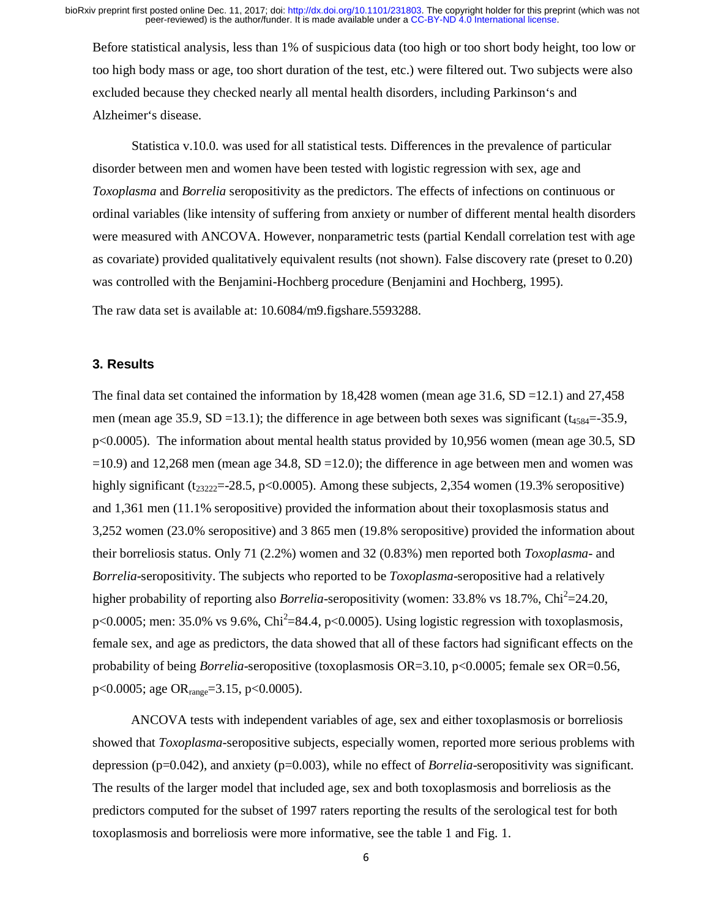Before statistical analysis, less than 1% of suspicious data (too high or too short body height, too low or too high body mass or age, too short duration of the test, etc.) were filtered out. Two subjects were also excluded because they checked nearly all mental health disorders, including Parkinson‘s and Alzheimer‘s disease.

Statistica v.10.0. was used for all statistical tests. Differences in the prevalence of particular disorder between men and women have been tested with logistic regression with sex, age and *Toxoplasma* and *Borrelia* seropositivity as the predictors. The effects of infections on continuous or ordinal variables (like intensity of suffering from anxiety or number of different mental health disorders were measured with ANCOVA. However, nonparametric tests (partial Kendall correlation test with age as covariate) provided qualitatively equivalent results (not shown). False discovery rate (preset to 0.20) was controlled with the Benjamini-Hochberg procedure (Benjamini and Hochberg, 1995).

The raw data set is available at: 10.6084/m9.figshare.5593288.

## 3. Results

The final data set contained the information by 18,428 women (mean age 31.6, SD =12.1) and 27,458 men (mean age 35.9, SD =13.1); the difference in age between both sexes was significant ($t_{4584}$=-35.9, p<0.0005). The information about mental health status provided by 10,956 women (mean age 30.5, SD =10.9) and 12,268 men (mean age 34.8, SD =12.0); the difference in age between men and women was highly significant ($t_{23222}$=-28.5, p<0.0005). Among these subjects, 2,354 women (19.3% seropositive) and 1,361 men (11.1% seropositive) provided the information about their toxoplasmosis status and 3,252 women (23.0% seropositive) and 3 865 men (19.8% seropositive) provided the information about their borreliosis status. Only 71 (2.2%) women and 32 (0.83%) men reported both *Toxoplasma*- and *Borrelia*-seropositivity. The subjects who reported to be *Toxoplasma*-seropositive had a relatively higher probability of reporting also *Borrelia*-seropositivity (women: 33.8% vs 18.7%, $Chi^2$=24.20, p<0.0005; men: 35.0% vs 9.6%, $Chi^2$=84.4, p<0.0005). Using logistic regression with toxoplasmosis, female sex, and age as predictors, the data showed that all of these factors had significant effects on the probability of being *Borrelia*-seropositive (toxoplasmosis OR=3.10, p<0.0005; female sex OR=0.56, p<0.0005; age $OR_{range}$=3.15, p<0.0005).

ANCOVA tests with independent variables of age, sex and either toxoplasmosis or borreliosis showed that *Toxoplasma*-seropositive subjects, especially women, reported more serious problems with depression (p=0.042), and anxiety (p=0.003), while no effect of *Borrelia*-seropositivity was significant. The results of the larger model that included age, sex and both toxoplasmosis and borreliosis as the predictors computed for the subset of 1997 raters reporting the results of the serological test for both toxoplasmosis and borreliosis were more informative, see the table 1 and Fig. 1.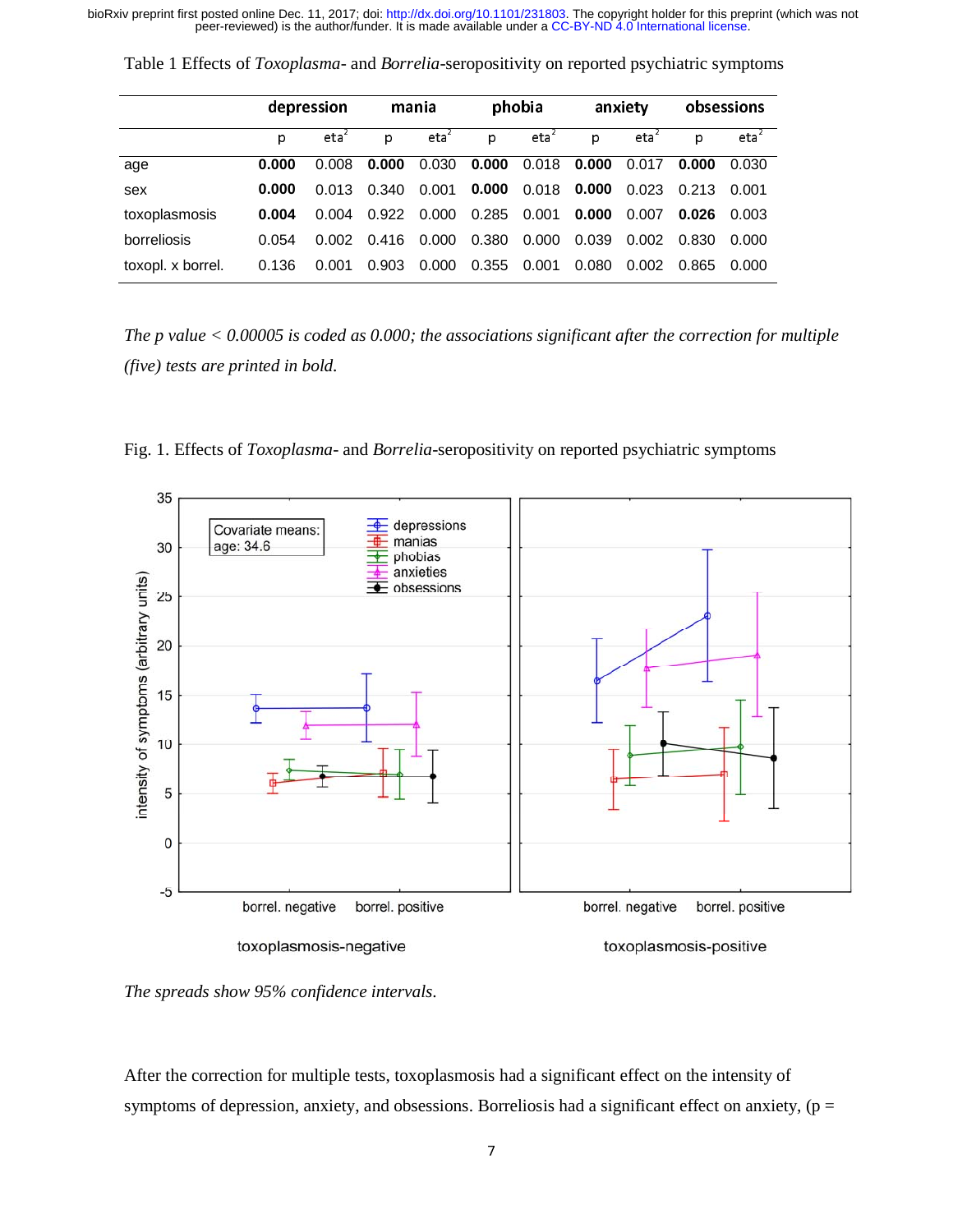Table 1 Effects of *Toxoplasma*- and *Borrelia*-seropositivity on reported psychiatric symptoms

| | depression | | mania | | phobia | | anxiety | | obsessions | |
|---|---|---|---|---|---|---|---|---|---|---|
| | p | $eta^2$ | p | $eta^2$ | p | $eta^2$ | p | $eta^2$ | p | $eta^2$ |
| age | **0.000** | 0.008 | **0.000** | 0.030 | **0.000** | 0.018 | **0.000** | 0.017 | **0.000** | 0.030 |
| sex | **0.000** | 0.013 | 0.340 | 0.001 | **0.000** | 0.018 | **0.000** | 0.023 | 0.213 | 0.001 |
| toxoplasmosis | **0.004** | 0.004 | 0.922 | 0.000 | 0.285 | 0.001 | **0.000** | 0.007 | **0.026** | 0.003 |
| borreliosis | 0.054 | 0.002 | 0.416 | 0.000 | 0.380 | 0.000 | 0.039 | 0.002 | 0.830 | 0.000 |
| toxopl. x borrel. | 0.136 | 0.001 | 0.903 | 0.000 | 0.355 | 0.001 | 0.080 | 0.002 | 0.865 | 0.000 |

*The p value < 0.00005 is coded as 0.000; the associations significant after the correction for multiple (five) tests are printed in bold.*

Fig. 1. Effects of *Toxoplasma*- and *Borrelia*-seropositivity on reported psychiatric symptoms

*The spreads show 95% confidence intervals.*

After the correction for multiple tests, toxoplasmosis had a significant effect on the intensity of symptoms of depression, anxiety, and obsessions. Borreliosis had a significant effect on anxiety, (p =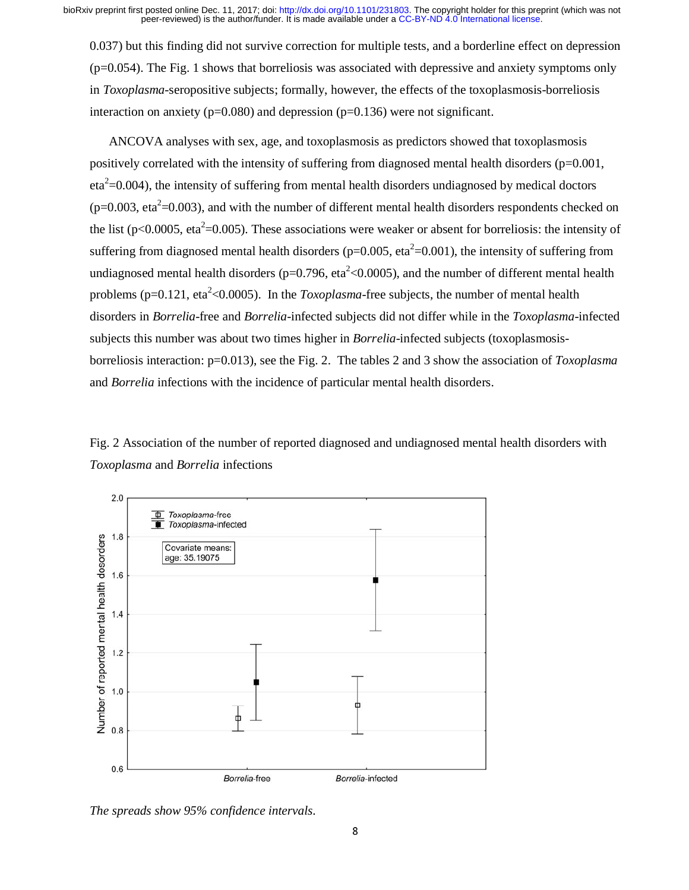0.037) but this finding did not survive correction for multiple tests, and a borderline effect on depression ($p=0.054$). The Fig. 1 shows that borreliosis was associated with depressive and anxiety symptoms only in *Toxoplasma*-seropositive subjects; formally, however, the effects of the toxoplasmosis-borreliosis interaction on anxiety ($p=0.080$) and depression ($p=0.136$) were not significant.

ANCOVA analyses with sex, age, and toxoplasmosis as predictors showed that toxoplasmosis positively correlated with the intensity of suffering from diagnosed mental health disorders ($p=0.001$, $eta^2=0.004$), the intensity of suffering from mental health disorders undiagnosed by medical doctors ($p=0.003$, $eta^2=0.003$), and with the number of different mental health disorders respondents checked on the list ($p<0.0005$, $eta^2=0.005$). These associations were weaker or absent for borreliosis: the intensity of suffering from diagnosed mental health disorders ($p=0.005$, $eta^2=0.001$), the intensity of suffering from undiagnosed mental health disorders ($p=0.796$, $eta^2<0.0005$), and the number of different mental health problems ($p=0.121$, $eta^2<0.0005$). In the *Toxoplasma*-free subjects, the number of mental health disorders in *Borrelia*-free and *Borrelia*-infected subjects did not differ while in the *Toxoplasma*-infected subjects this number was about two times higher in *Borrelia*-infected subjects (toxoplasmosis-borreliosis interaction: $p=0.013$), see the Fig. 2. The tables 2 and 3 show the association of *Toxoplasma* and *Borrelia* infections with the incidence of particular mental health disorders.

Fig. 2 Association of the number of reported diagnosed and undiagnosed mental health disorders with *Toxoplasma* and *Borrelia* infections

*The spreads show 95% confidence intervals.*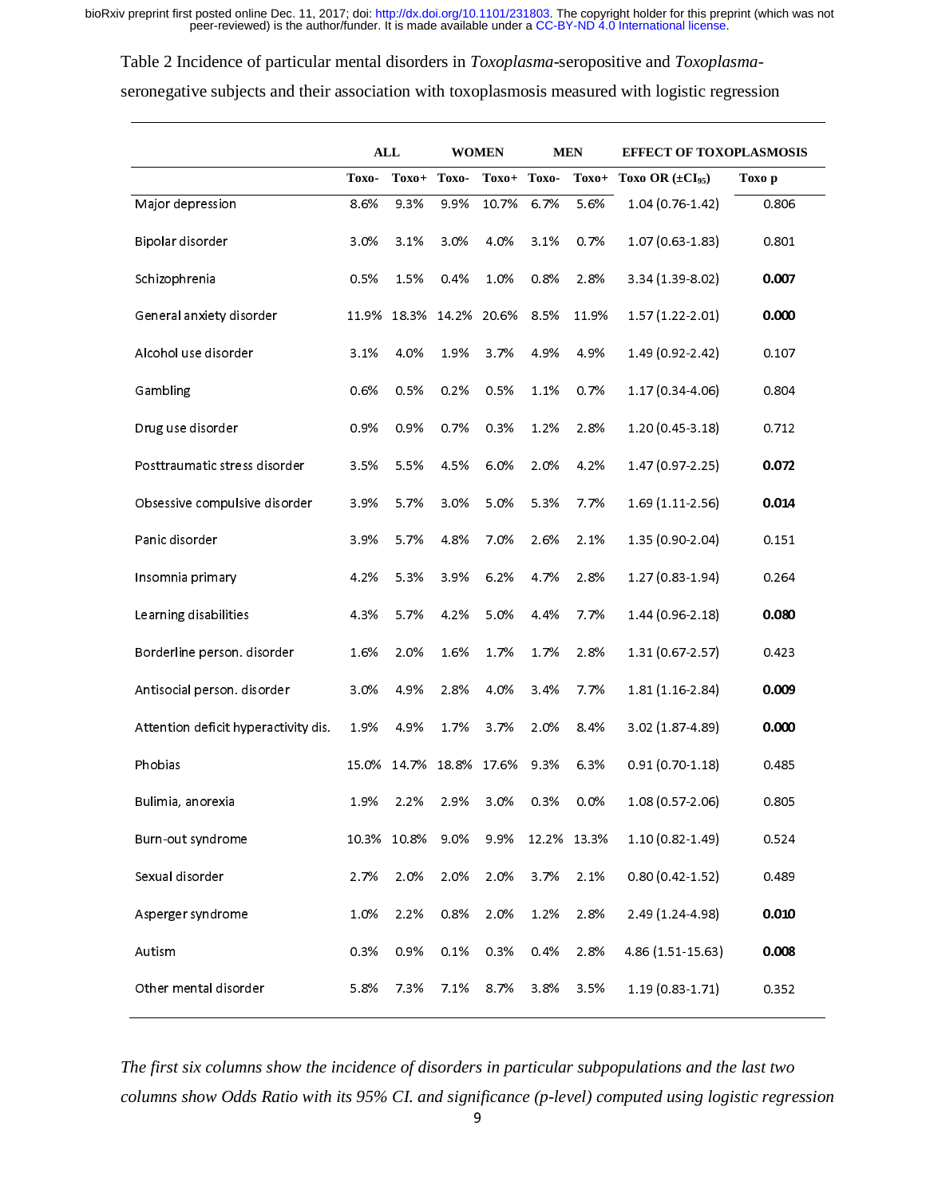Table 2 Incidence of particular mental disorders in *Toxoplasma*-seropositive and *Toxoplasma*-seronegative subjects and their association with toxoplasmosis measured with logistic regression

| | ALL | | WOMEN | | MEN | | EFFECT OF TOXOPLASMOSIS | |
|---|---|---|---|---|---|---|---|---|
| | Toxo- | Toxo+ | Toxo- | Toxo+ | Toxo- | Toxo+ | Toxo OR (±CI$_{95}$) | Toxo p |
| Major depression | 8.6% | 9.3% | 9.9% | 10.7% | 6.7% | 5.6% | 1.04 (0.76-1.42) | 0.806 |
| Bipolar disorder | 3.0% | 3.1% | 3.0% | 4.0% | 3.1% | 0.7% | 1.07 (0.63-1.83) | 0.801 |
| Schizophrenia | 0.5% | 1.5% | 0.4% | 1.0% | 0.8% | 2.8% | 3.34 (1.39-8.02) | **0.007** |
| General anxiety disorder | 11.9% | 18.3% | 14.2% | 20.6% | 8.5% | 11.9% | 1.57 (1.22-2.01) | **0.000** |
| Alcohol use disorder | 3.1% | 4.0% | 1.9% | 3.7% | 4.9% | 4.9% | 1.49 (0.92-2.42) | 0.107 |
| Gambling | 0.6% | 0.5% | 0.2% | 0.5% | 1.1% | 0.7% | 1.17 (0.34-4.06) | 0.804 |
| Drug use disorder | 0.9% | 0.9% | 0.7% | 0.3% | 1.2% | 2.8% | 1.20 (0.45-3.18) | 0.712 |
| Posttraumatic stress disorder | 3.5% | 5.5% | 4.5% | 6.0% | 2.0% | 4.2% | 1.47 (0.97-2.25) | **0.072** |
| Obsessive compulsive disorder | 3.9% | 5.7% | 3.0% | 5.0% | 5.3% | 7.7% | 1.69 (1.11-2.56) | **0.014** |
| Panic disorder | 3.9% | 5.7% | 4.8% | 7.0% | 2.6% | 2.1% | 1.35 (0.90-2.04) | 0.151 |
| Insomnia primary | 4.2% | 5.3% | 3.9% | 6.2% | 4.7% | 2.8% | 1.27 (0.83-1.94) | 0.264 |
| Learning disabilities | 4.3% | 5.7% | 4.2% | 5.0% | 4.4% | 7.7% | 1.44 (0.96-2.18) | **0.080** |
| Borderline person. disorder | 1.6% | 2.0% | 1.6% | 1.7% | 1.7% | 2.8% | 1.31 (0.67-2.57) | 0.423 |
| Antisocial person. disorder | 3.0% | 4.9% | 2.8% | 4.0% | 3.4% | 7.7% | 1.81 (1.16-2.84) | **0.009** |
| Attention deficit hyperactivity dis. | 1.9% | 4.9% | 1.7% | 3.7% | 2.0% | 8.4% | 3.02 (1.87-4.89) | **0.000** |
| Phobias | 15.0% | 14.7% | 18.8% | 17.6% | 9.3% | 6.3% | 0.91 (0.70-1.18) | 0.485 |
| Bulimia, anorexia | 1.9% | 2.2% | 2.9% | 3.0% | 0.3% | 0.0% | 1.08 (0.57-2.06) | 0.805 |
| Burn-out syndrome | 10.3% | 10.8% | 9.0% | 9.9% | 12.2% | 13.3% | 1.10 (0.82-1.49) | 0.524 |
| Sexual disorder | 2.7% | 2.0% | 2.0% | 2.0% | 3.7% | 2.1% | 0.80 (0.42-1.52) | 0.489 |
| Asperger syndrome | 1.0% | 2.2% | 0.8% | 2.0% | 1.2% | 2.8% | 2.49 (1.24-4.98) | **0.010** |
| Autism | 0.3% | 0.9% | 0.1% | 0.3% | 0.4% | 2.8% | 4.86 (1.51-15.63) | **0.008** |
| Other mental disorder | 5.8% | 7.3% | 7.1% | 8.7% | 3.8% | 3.5% | 1.19 (0.83-1.71) | 0.352 |

*The first six columns show the incidence of disorders in particular subpopulations and the last two columns show Odds Ratio with its 95% CI. and significance (p-level) computed using logistic regression*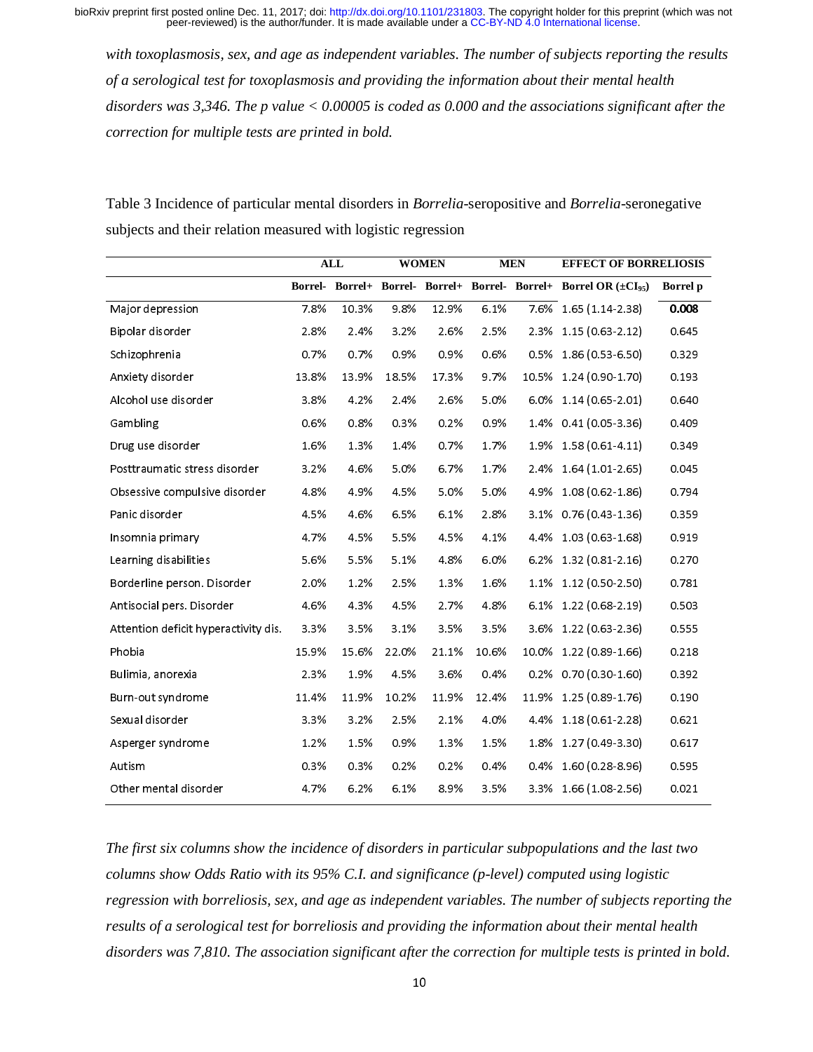*with toxoplasmosis, sex, and age as independent variables. The number of subjects reporting the results of a serological test for toxoplasmosis and providing the information about their mental health disorders was 3,346. The p value < 0.00005 is coded as 0.000 and the associations significant after the correction for multiple tests are printed in bold.*

Table 3 Incidence of particular mental disorders in *Borrelia*-seropositive and *Borrelia*-seronegative subjects and their relation measured with logistic regression

| | ALL | | WOMEN | | MEN | | EFFECT OF BORRELIOSIS | |
|---|---|---|---|---|---|---|---|---|
| | Borrel- | Borrel+ | Borrel- | Borrel+ | Borrel- | Borrel+ | Borrel OR ($\pm CI_{95}$) | Borrel p |
| Major depression | 7.8% | 10.3% | 9.8% | 12.9% | 6.1% | 7.6% | 1.65 (1.14-2.38) | **0.008** |
| Bipolar disorder | 2.8% | 2.4% | 3.2% | 2.6% | 2.5% | 2.3% | 1.15 (0.63-2.12) | 0.645 |
| Schizophrenia | 0.7% | 0.7% | 0.9% | 0.9% | 0.6% | 0.5% | 1.86 (0.53-6.50) | 0.329 |
| Anxiety disorder | 13.8% | 13.9% | 18.5% | 17.3% | 9.7% | 10.5% | 1.24 (0.90-1.70) | 0.193 |
| Alcohol use disorder | 3.8% | 4.2% | 2.4% | 2.6% | 5.0% | 6.0% | 1.14 (0.65-2.01) | 0.640 |
| Gambling | 0.6% | 0.8% | 0.3% | 0.2% | 0.9% | 1.4% | 0.41 (0.05-3.36) | 0.409 |
| Drug use disorder | 1.6% | 1.3% | 1.4% | 0.7% | 1.7% | 1.9% | 1.58 (0.61-4.11) | 0.349 |
| Posttraumatic stress disorder | 3.2% | 4.6% | 5.0% | 6.7% | 1.7% | 2.4% | 1.64 (1.01-2.65) | 0.045 |
| Obsessive compulsive disorder | 4.8% | 4.9% | 4.5% | 5.0% | 5.0% | 4.9% | 1.08 (0.62-1.86) | 0.794 |
| Panic disorder | 4.5% | 4.6% | 6.5% | 6.1% | 2.8% | 3.1% | 0.76 (0.43-1.36) | 0.359 |
| Insomnia primary | 4.7% | 4.5% | 5.5% | 4.5% | 4.1% | 4.4% | 1.03 (0.63-1.68) | 0.919 |
| Learning disabilities | 5.6% | 5.5% | 5.1% | 4.8% | 6.0% | 6.2% | 1.32 (0.81-2.16) | 0.270 |
| Borderline person. Disorder | 2.0% | 1.2% | 2.5% | 1.3% | 1.6% | 1.1% | 1.12 (0.50-2.50) | 0.781 |
| Antisocial pers. Disorder | 4.6% | 4.3% | 4.5% | 2.7% | 4.8% | 6.1% | 1.22 (0.68-2.19) | 0.503 |
| Attention deficit hyperactivity dis. | 3.3% | 3.5% | 3.1% | 3.5% | 3.5% | 3.6% | 1.22 (0.63-2.36) | 0.555 |
| Phobia | 15.9% | 15.6% | 22.0% | 21.1% | 10.6% | 10.0% | 1.22 (0.89-1.66) | 0.218 |
| Bulimia, anorexia | 2.3% | 1.9% | 4.5% | 3.6% | 0.4% | 0.2% | 0.70 (0.30-1.60) | 0.392 |
| Burn-out syndrome | 11.4% | 11.9% | 10.2% | 11.9% | 12.4% | 11.9% | 1.25 (0.89-1.76) | 0.190 |
| Sexual disorder | 3.3% | 3.2% | 2.5% | 2.1% | 4.0% | 4.4% | 1.18 (0.61-2.28) | 0.621 |
| Asperger syndrome | 1.2% | 1.5% | 0.9% | 1.3% | 1.5% | 1.8% | 1.27 (0.49-3.30) | 0.617 |
| Autism | 0.3% | 0.3% | 0.2% | 0.2% | 0.4% | 0.4% | 1.60 (0.28-8.96) | 0.595 |
| Other mental disorder | 4.7% | 6.2% | 6.1% | 8.9% | 3.5% | 3.3% | 1.66 (1.08-2.56) | 0.021 |

*The first six columns show the incidence of disorders in particular subpopulations and the last two columns show Odds Ratio with its 95% C.I. and significance (p-level) computed using logistic regression with borreliosis, sex, and age as independent variables. The number of subjects reporting the results of a serological test for borreliosis and providing the information about their mental health disorders was 7,810. The association significant after the correction for multiple tests is printed in bold.*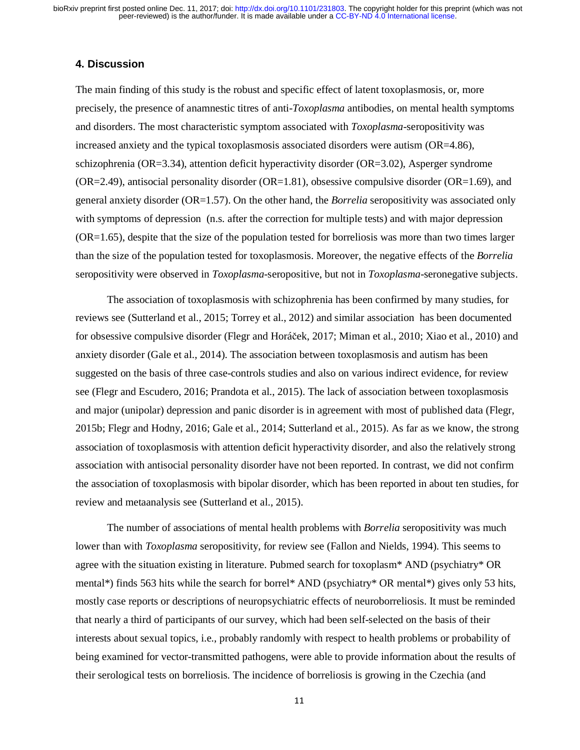## 4. Discussion

The main finding of this study is the robust and specific effect of latent toxoplasmosis, or, more precisely, the presence of anamnestic titres of anti-*Toxoplasma* antibodies, on mental health symptoms and disorders. The most characteristic symptom associated with *Toxoplasma*-seropositivity was increased anxiety and the typical toxoplasmosis associated disorders were autism (OR=4.86), schizophrenia (OR=3.34), attention deficit hyperactivity disorder (OR=3.02), Asperger syndrome (OR=2.49), antisocial personality disorder (OR=1.81), obsessive compulsive disorder (OR=1.69), and general anxiety disorder (OR=1.57). On the other hand, the *Borrelia* seropositivity was associated only with symptoms of depression (n.s. after the correction for multiple tests) and with major depression (OR=1.65), despite that the size of the population tested for borreliosis was more than two times larger than the size of the population tested for toxoplasmosis. Moreover, the negative effects of the *Borrelia* seropositivity were observed in *Toxoplasma*-seropositive, but not in *Toxoplasma*-seronegative subjects.

The association of toxoplasmosis with schizophrenia has been confirmed by many studies, for reviews see (Sutterland et al., 2015; Torrey et al., 2012) and similar association has been documented for obsessive compulsive disorder (Flegr and Horáček, 2017; Miman et al., 2010; Xiao et al., 2010) and anxiety disorder (Gale et al., 2014). The association between toxoplasmosis and autism has been suggested on the basis of three case-controls studies and also on various indirect evidence, for review see (Flegr and Escudero, 2016; Prandota et al., 2015). The lack of association between toxoplasmosis and major (unipolar) depression and panic disorder is in agreement with most of published data (Flegr, 2015b; Flegr and Hodny, 2016; Gale et al., 2014; Sutterland et al., 2015). As far as we know, the strong association of toxoplasmosis with attention deficit hyperactivity disorder, and also the relatively strong association with antisocial personality disorder have not been reported. In contrast, we did not confirm the association of toxoplasmosis with bipolar disorder, which has been reported in about ten studies, for review and metaanalysis see (Sutterland et al., 2015).

The number of associations of mental health problems with *Borrelia* seropositivity was much lower than with *Toxoplasma* seropositivity, for review see (Fallon and Nields, 1994). This seems to agree with the situation existing in literature. Pubmed search for toxoplasm* AND (psychiatry* OR mental*) finds 563 hits while the search for borrel* AND (psychiatry* OR mental*) gives only 53 hits, mostly case reports or descriptions of neuropsychiatric effects of neuroborreliosis. It must be reminded that nearly a third of participants of our survey, which had been self-selected on the basis of their interests about sexual topics, i.e., probably randomly with respect to health problems or probability of being examined for vector-transmitted pathogens, were able to provide information about the results of their serological tests on borreliosis. The incidence of borreliosis is growing in the Czechia (and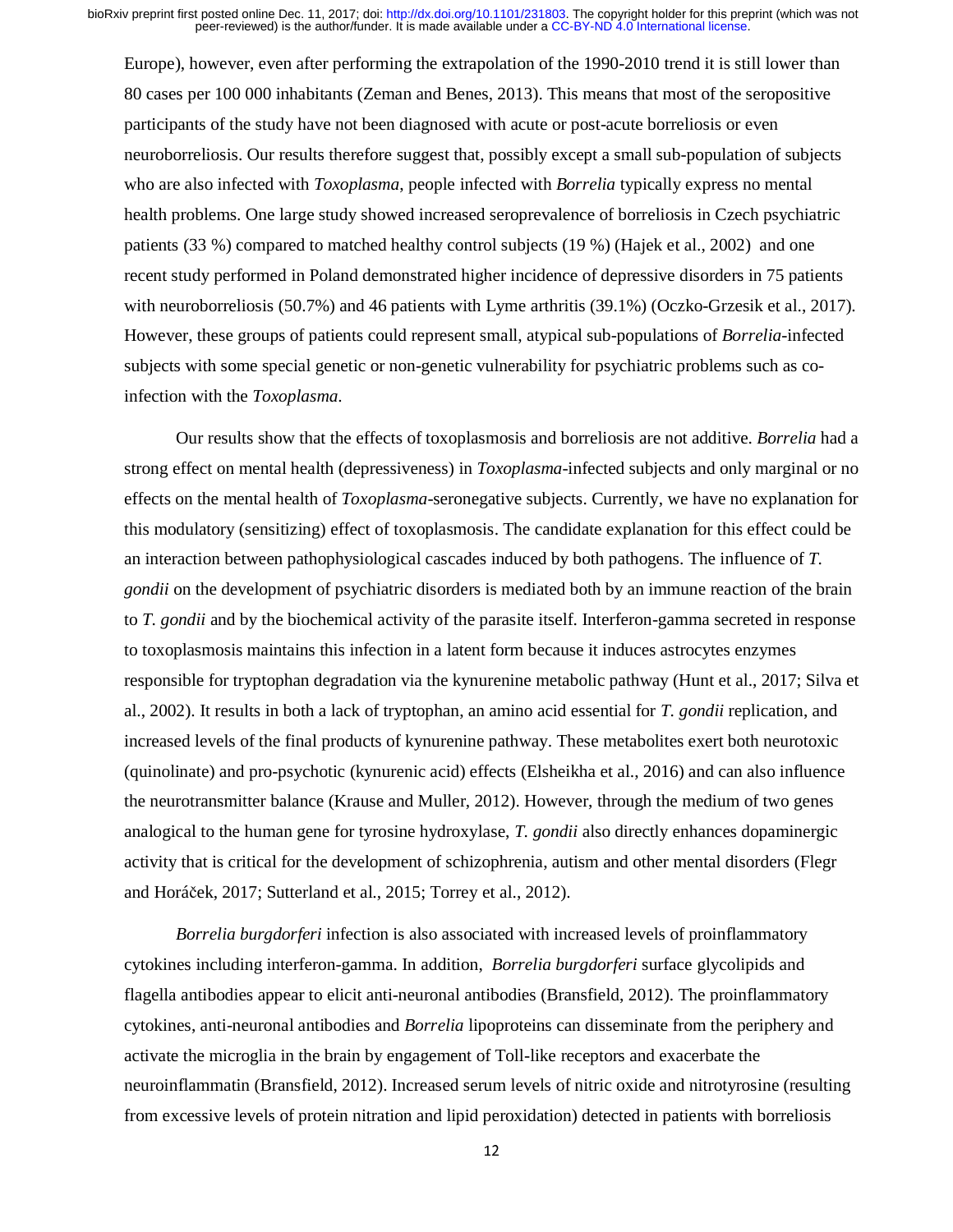Europe), however, even after performing the extrapolation of the 1990-2010 trend it is still lower than 80 cases per 100 000 inhabitants (Zeman and Benes, 2013). This means that most of the seropositive participants of the study have not been diagnosed with acute or post-acute borreliosis or even neuroborreliosis. Our results therefore suggest that, possibly except a small sub-population of subjects who are also infected with *Toxoplasma*, people infected with *Borrelia* typically express no mental health problems. One large study showed increased seroprevalence of borreliosis in Czech psychiatric patients (33 %) compared to matched healthy control subjects (19 %) (Hajek et al., 2002) and one recent study performed in Poland demonstrated higher incidence of depressive disorders in 75 patients with neuroborreliosis (50.7%) and 46 patients with Lyme arthritis (39.1%) (Oczko-Grzesik et al., 2017). However, these groups of patients could represent small, atypical sub-populations of *Borrelia*-infected subjects with some special genetic or non-genetic vulnerability for psychiatric problems such as co-infection with the *Toxoplasma*.

Our results show that the effects of toxoplasmosis and borreliosis are not additive. *Borrelia* had a strong effect on mental health (depressiveness) in *Toxoplasma*-infected subjects and only marginal or no effects on the mental health of *Toxoplasma*-seronegative subjects. Currently, we have no explanation for this modulatory (sensitizing) effect of toxoplasmosis. The candidate explanation for this effect could be an interaction between pathophysiological cascades induced by both pathogens. The influence of *T. gondii* on the development of psychiatric disorders is mediated both by an immune reaction of the brain to *T. gondii* and by the biochemical activity of the parasite itself. Interferon-gamma secreted in response to toxoplasmosis maintains this infection in a latent form because it induces astrocytes enzymes responsible for tryptophan degradation via the kynurenine metabolic pathway (Hunt et al., 2017; Silva et al., 2002). It results in both a lack of tryptophan, an amino acid essential for *T. gondii* replication, and increased levels of the final products of kynurenine pathway. These metabolites exert both neurotoxic (quinolinate) and pro-psychotic (kynurenic acid) effects (Elsheikha et al., 2016) and can also influence the neurotransmitter balance (Krause and Muller, 2012). However, through the medium of two genes analogical to the human gene for tyrosine hydroxylase, *T. gondii* also directly enhances dopaminergic activity that is critical for the development of schizophrenia, autism and other mental disorders (Flegr and Horáček, 2017; Sutterland et al., 2015; Torrey et al., 2012).

*Borrelia burgdorferi* infection is also associated with increased levels of proinflammatory cytokines including interferon-gamma. In addition, *Borrelia burgdorferi* surface glycolipids and flagella antibodies appear to elicit anti-neuronal antibodies (Bransfield, 2012). The proinflammatory cytokines, anti-neuronal antibodies and *Borrelia* lipoproteins can disseminate from the periphery and activate the microglia in the brain by engagement of Toll-like receptors and exacerbate the neuroinflammatin (Bransfield, 2012). Increased serum levels of nitric oxide and nitrotyrosine (resulting from excessive levels of protein nitration and lipid peroxidation) detected in patients with borreliosis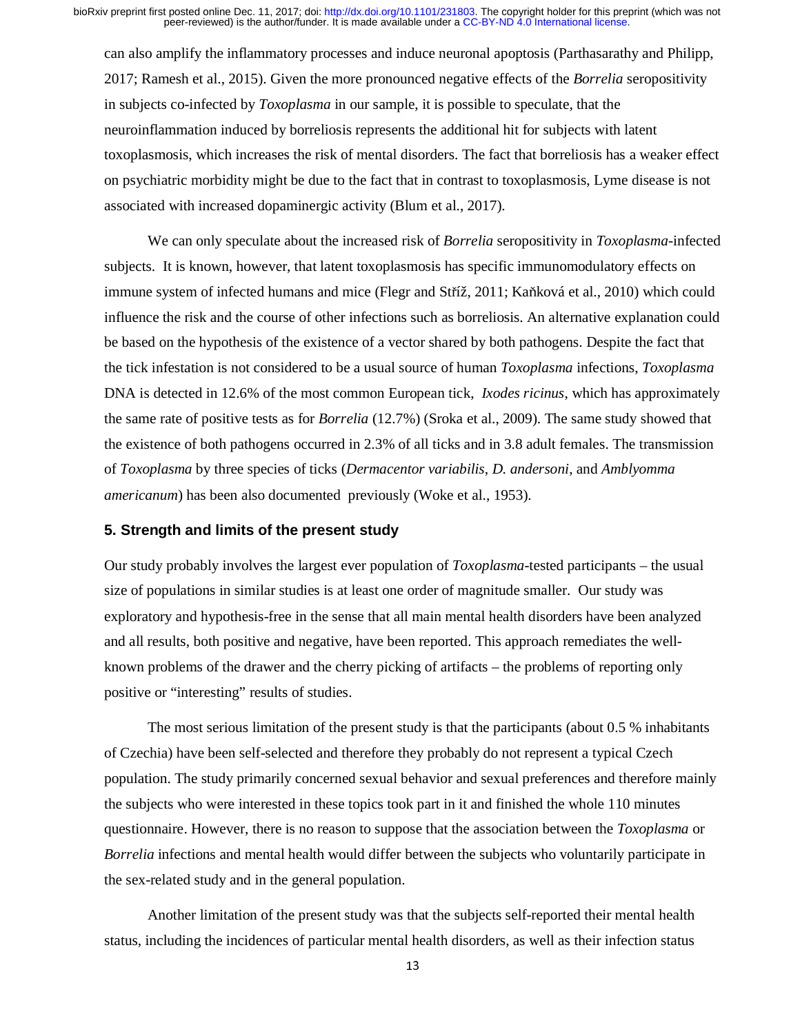can also amplify the inflammatory processes and induce neuronal apoptosis (Parthasarathy and Philipp, 2017; Ramesh et al., 2015). Given the more pronounced negative effects of the *Borrelia* seropositivity in subjects co-infected by *Toxoplasma* in our sample, it is possible to speculate, that the neuroinflammation induced by borreliosis represents the additional hit for subjects with latent toxoplasmosis, which increases the risk of mental disorders. The fact that borreliosis has a weaker effect on psychiatric morbidity might be due to the fact that in contrast to toxoplasmosis, Lyme disease is not associated with increased dopaminergic activity (Blum et al., 2017).

We can only speculate about the increased risk of *Borrelia* seropositivity in *Toxoplasma*-infected subjects. It is known, however, that latent toxoplasmosis has specific immunomodulatory effects on immune system of infected humans and mice (Flegr and Stříž, 2011; Kaňková et al., 2010) which could influence the risk and the course of other infections such as borreliosis. An alternative explanation could be based on the hypothesis of the existence of a vector shared by both pathogens. Despite the fact that the tick infestation is not considered to be a usual source of human *Toxoplasma* infections, *Toxoplasma* DNA is detected in 12.6% of the most common European tick, *Ixodes ricinus*, which has approximately the same rate of positive tests as for *Borrelia* (12.7%) (Sroka et al., 2009). The same study showed that the existence of both pathogens occurred in 2.3% of all ticks and in 3.8 adult females. The transmission of *Toxoplasma* by three species of ticks (*Dermacentor variabilis*, *D. andersoni*, and *Amblyomma americanum*) has been also documented previously (Woke et al., 1953).

## 5. Strength and limits of the present study

Our study probably involves the largest ever population of *Toxoplasma*-tested participants – the usual size of populations in similar studies is at least one order of magnitude smaller. Our study was exploratory and hypothesis-free in the sense that all main mental health disorders have been analyzed and all results, both positive and negative, have been reported. This approach remediates the well-known problems of the drawer and the cherry picking of artifacts – the problems of reporting only positive or "interesting" results of studies.

The most serious limitation of the present study is that the participants (about 0.5 % inhabitants of Czechia) have been self-selected and therefore they probably do not represent a typical Czech population. The study primarily concerned sexual behavior and sexual preferences and therefore mainly the subjects who were interested in these topics took part in it and finished the whole 110 minutes questionnaire. However, there is no reason to suppose that the association between the *Toxoplasma* or *Borrelia* infections and mental health would differ between the subjects who voluntarily participate in the sex-related study and in the general population.

Another limitation of the present study was that the subjects self-reported their mental health status, including the incidences of particular mental health disorders, as well as their infection status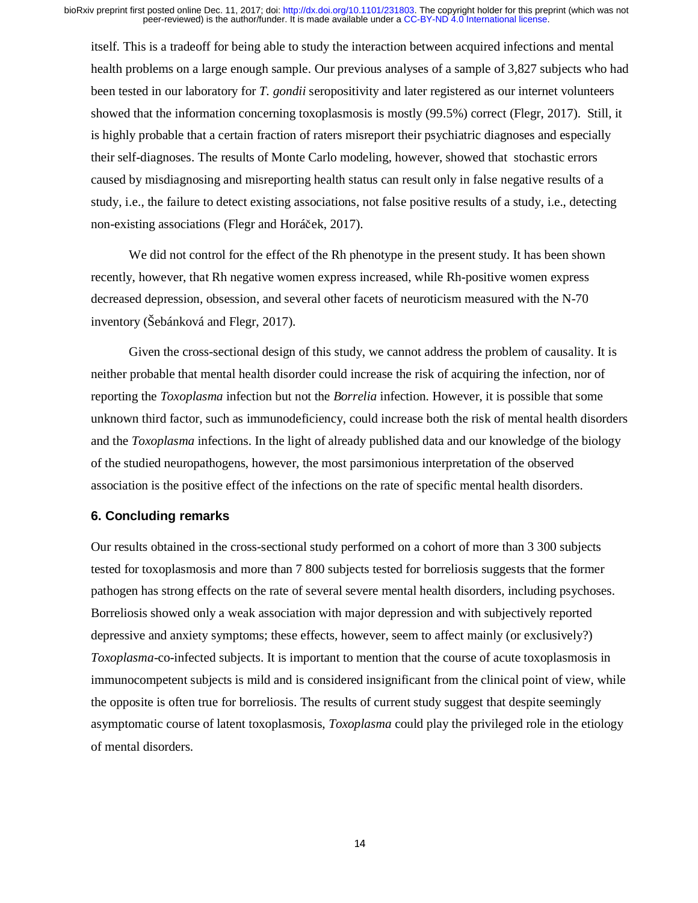itself. This is a tradeoff for being able to study the interaction between acquired infections and mental health problems on a large enough sample. Our previous analyses of a sample of 3,827 subjects who had been tested in our laboratory for *T. gondii* seropositivity and later registered as our internet volunteers showed that the information concerning toxoplasmosis is mostly (99.5%) correct (Flegr, 2017). Still, it is highly probable that a certain fraction of raters misreport their psychiatric diagnoses and especially their self-diagnoses. The results of Monte Carlo modeling, however, showed that stochastic errors caused by misdiagnosing and misreporting health status can result only in false negative results of a study, i.e., the failure to detect existing associations, not false positive results of a study, i.e., detecting non-existing associations (Flegr and Horáček, 2017).

We did not control for the effect of the Rh phenotype in the present study. It has been shown recently, however, that Rh negative women express increased, while Rh-positive women express decreased depression, obsession, and several other facets of neuroticism measured with the N-70 inventory (Šebánková and Flegr, 2017).

Given the cross-sectional design of this study, we cannot address the problem of causality. It is neither probable that mental health disorder could increase the risk of acquiring the infection, nor of reporting the *Toxoplasma* infection but not the *Borrelia* infection. However, it is possible that some unknown third factor, such as immunodeficiency, could increase both the risk of mental health disorders and the *Toxoplasma* infections. In the light of already published data and our knowledge of the biology of the studied neuropathogens, however, the most parsimonious interpretation of the observed association is the positive effect of the infections on the rate of specific mental health disorders.

## 6. Concluding remarks

Our results obtained in the cross-sectional study performed on a cohort of more than 3 300 subjects tested for toxoplasmosis and more than 7 800 subjects tested for borreliosis suggests that the former pathogen has strong effects on the rate of several severe mental health disorders, including psychoses. Borreliosis showed only a weak association with major depression and with subjectively reported depressive and anxiety symptoms; these effects, however, seem to affect mainly (or exclusively?) *Toxoplasma*-co-infected subjects. It is important to mention that the course of acute toxoplasmosis in immunocompetent subjects is mild and is considered insignificant from the clinical point of view, while the opposite is often true for borreliosis. The results of current study suggest that despite seemingly asymptomatic course of latent toxoplasmosis, *Toxoplasma* could play the privileged role in the etiology of mental disorders.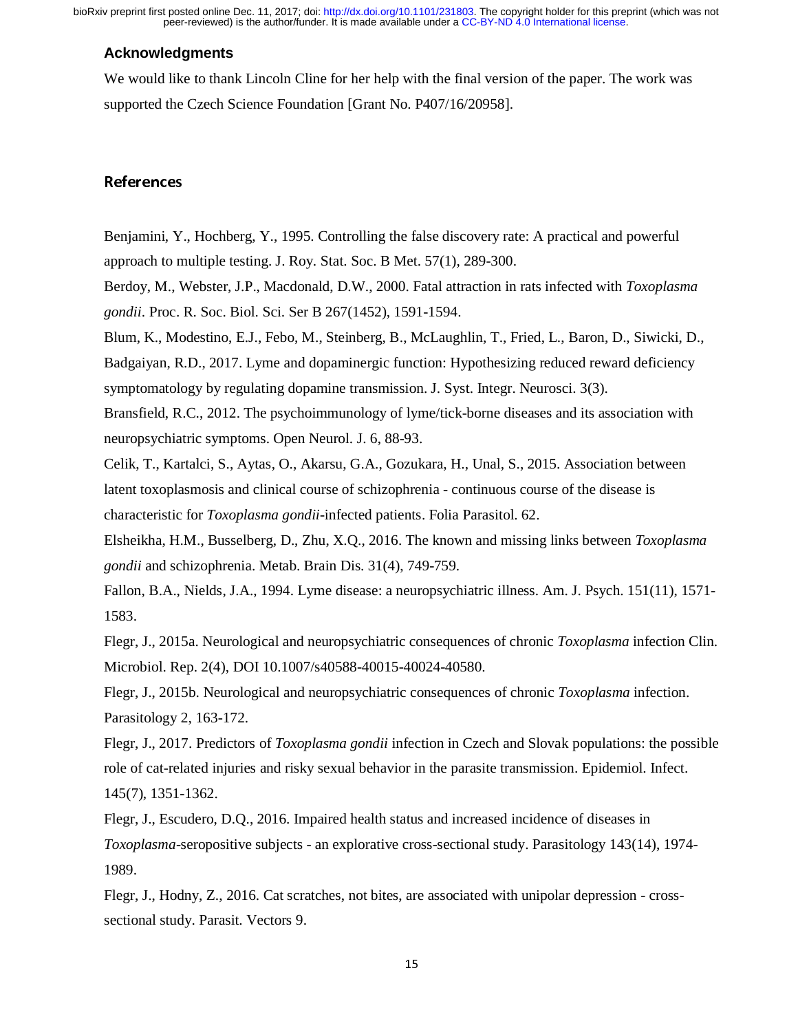## Acknowledgments

We would like to thank Lincoln Cline for her help with the final version of the paper. The work was supported the Czech Science Foundation [Grant No. P407/16/20958].

## References

Benjamini, Y., Hochberg, Y., 1995. Controlling the false discovery rate: A practical and powerful approach to multiple testing. J. Roy. Stat. Soc. B Met. 57(1), 289-300.

Berdoy, M., Webster, J.P., Macdonald, D.W., 2000. Fatal attraction in rats infected with *Toxoplasma gondii*. Proc. R. Soc. Biol. Sci. Ser B 267(1452), 1591-1594.

Blum, K., Modestino, E.J., Febo, M., Steinberg, B., McLaughlin, T., Fried, L., Baron, D., Siwicki, D., Badgaiyan, R.D., 2017. Lyme and dopaminergic function: Hypothesizing reduced reward deficiency symptomatology by regulating dopamine transmission. J. Syst. Integr. Neurosci. 3(3).

Bransfield, R.C., 2012. The psychoimmunology of lyme/tick-borne diseases and its association with neuropsychiatric symptoms. Open Neurol. J. 6, 88-93.

Celik, T., Kartalci, S., Aytas, O., Akarsu, G.A., Gozukara, H., Unal, S., 2015. Association between latent toxoplasmosis and clinical course of schizophrenia - continuous course of the disease is characteristic for *Toxoplasma gondii*-infected patients. Folia Parasitol. 62.

Elsheikha, H.M., Busselberg, D., Zhu, X.Q., 2016. The known and missing links between *Toxoplasma gondii* and schizophrenia. Metab. Brain Dis. 31(4), 749-759.

Fallon, B.A., Nields, J.A., 1994. Lyme disease: a neuropsychiatric illness. Am. J. Psych. 151(11), 1571-1583.

Flegr, J., 2015a. Neurological and neuropsychiatric consequences of chronic *Toxoplasma* infection Clin. Microbiol. Rep. 2(4), DOI 10.1007/s40588-40015-40024-40580.

Flegr, J., 2015b. Neurological and neuropsychiatric consequences of chronic *Toxoplasma* infection. Parasitology 2, 163-172.

Flegr, J., 2017. Predictors of *Toxoplasma gondii* infection in Czech and Slovak populations: the possible role of cat-related injuries and risky sexual behavior in the parasite transmission. Epidemiol. Infect. 145(7), 1351-1362.

Flegr, J., Escudero, D.Q., 2016. Impaired health status and increased incidence of diseases in *Toxoplasma*-seropositive subjects - an explorative cross-sectional study. Parasitology 143(14), 1974-1989.

Flegr, J., Hodny, Z., 2016. Cat scratches, not bites, are associated with unipolar depression - cross-sectional study. Parasit. Vectors 9.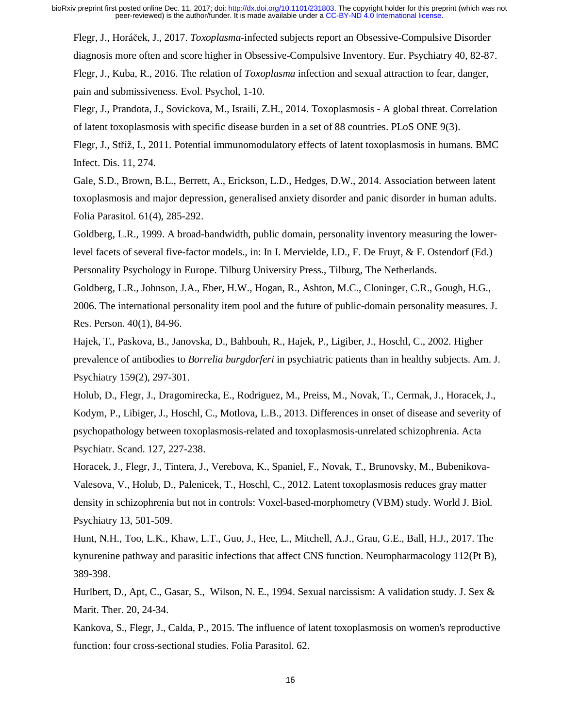Flegr, J., Horáček, J., 2017. *Toxoplasma*-infected subjects report an Obsessive-Compulsive Disorder diagnosis more often and score higher in Obsessive-Compulsive Inventory. Eur. Psychiatry 40, 82-87.

Flegr, J., Kuba, R., 2016. The relation of *Toxoplasma* infection and sexual attraction to fear, danger, pain and submissiveness. Evol. Psychol, 1-10.

Flegr, J., Prandota, J., Sovickova, M., Israili, Z.H., 2014. Toxoplasmosis - A global threat. Correlation of latent toxoplasmosis with specific disease burden in a set of 88 countries. PLoS ONE 9(3).

Flegr, J., Stříž, I., 2011. Potential immunomodulatory effects of latent toxoplasmosis in humans. BMC Infect. Dis. 11, 274.

Gale, S.D., Brown, B.L., Berrett, A., Erickson, L.D., Hedges, D.W., 2014. Association between latent toxoplasmosis and major depression, generalised anxiety disorder and panic disorder in human adults. Folia Parasitol. 61(4), 285-292.

Goldberg, L.R., 1999. A broad-bandwidth, public domain, personality inventory measuring the lower-level facets of several five-factor models., in: In I. Mervielde, I.D., F. De Fruyt, & F. Ostendorf (Ed.) Personality Psychology in Europe. Tilburg University Press., Tilburg, The Netherlands.

Goldberg, L.R., Johnson, J.A., Eber, H.W., Hogan, R., Ashton, M.C., Cloninger, C.R., Gough, H.G., 2006. The international personality item pool and the future of public-domain personality measures. J. Res. Person. 40(1), 84-96.

Hajek, T., Paskova, B., Janovska, D., Bahbouh, R., Hajek, P., Ligiber, J., Hoschl, C., 2002. Higher prevalence of antibodies to *Borrelia burgdorferi* in psychiatric patients than in healthy subjects. Am. J. Psychiatry 159(2), 297-301.

Holub, D., Flegr, J., Dragomirecka, E., Rodriguez, M., Preiss, M., Novak, T., Cermak, J., Horacek, J., Kodym, P., Libiger, J., Hoschl, C., Motlova, L.B., 2013. Differences in onset of disease and severity of psychopathology between toxoplasmosis-related and toxoplasmosis-unrelated schizophrenia. Acta Psychiatr. Scand. 127, 227-238.

Horacek, J., Flegr, J., Tintera, J., Verebova, K., Spaniel, F., Novak, T., Brunovsky, M., Bubenikova-Valesova, V., Holub, D., Palenicek, T., Hoschl, C., 2012. Latent toxoplasmosis reduces gray matter density in schizophrenia but not in controls: Voxel-based-morphometry (VBM) study. World J. Biol. Psychiatry 13, 501-509.

Hunt, N.H., Too, L.K., Khaw, L.T., Guo, J., Hee, L., Mitchell, A.J., Grau, G.E., Ball, H.J., 2017. The kynurenine pathway and parasitic infections that affect CNS function. Neuropharmacology 112(Pt B), 389-398.

Hurlbert, D., Apt, C., Gasar, S., Wilson, N. E., 1994. Sexual narcissism: A validation study. J. Sex & Marit. Ther. 20, 24-34.

Kankova, S., Flegr, J., Calda, P., 2015. The influence of latent toxoplasmosis on women's reproductive function: four cross-sectional studies. Folia Parasitol. 62.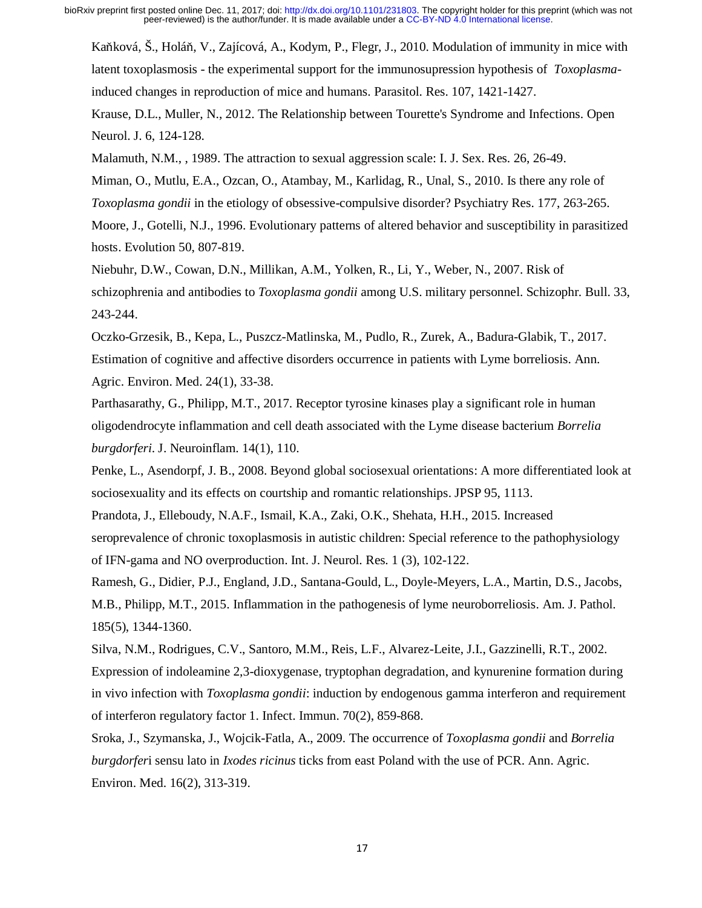Kaňková, Š., Holáň, V., Zajícová, A., Kodym, P., Flegr, J., 2010. Modulation of immunity in mice with latent toxoplasmosis - the experimental support for the immunosupression hypothesis of *Toxoplasma*-induced changes in reproduction of mice and humans. Parasitol. Res. 107, 1421-1427.

Krause, D.L., Muller, N., 2012. The Relationship between Tourette's Syndrome and Infections. Open Neurol. J. 6, 124-128.

Malamuth, N.M., , 1989. The attraction to sexual aggression scale: I. J. Sex. Res. 26, 26-49.

Miman, O., Mutlu, E.A., Ozcan, O., Atambay, M., Karlidag, R., Unal, S., 2010. Is there any role of *Toxoplasma gondii* in the etiology of obsessive-compulsive disorder? Psychiatry Res. 177, 263-265.

Moore, J., Gotelli, N.J., 1996. Evolutionary patterns of altered behavior and susceptibility in parasitized hosts. Evolution 50, 807-819.

Niebuhr, D.W., Cowan, D.N., Millikan, A.M., Yolken, R., Li, Y., Weber, N., 2007. Risk of schizophrenia and antibodies to *Toxoplasma gondii* among U.S. military personnel. Schizophr. Bull. 33, 243-244.

Oczko-Grzesik, B., Kepa, L., Puszcz-Matlinska, M., Pudlo, R., Zurek, A., Badura-Glabik, T., 2017. Estimation of cognitive and affective disorders occurrence in patients with Lyme borreliosis. Ann. Agric. Environ. Med. 24(1), 33-38.

Parthasarathy, G., Philipp, M.T., 2017. Receptor tyrosine kinases play a significant role in human oligodendrocyte inflammation and cell death associated with the Lyme disease bacterium *Borrelia burgdorferi*. J. Neuroinflam. 14(1), 110.

Penke, L., Asendorpf, J. B., 2008. Beyond global sociosexual orientations: A more differentiated look at sociosexuality and its effects on courtship and romantic relationships. JPSP 95, 1113.

Prandota, J., Elleboudy, N.A.F., Ismail, K.A., Zaki, O.K., Shehata, H.H., 2015. Increased seroprevalence of chronic toxoplasmosis in autistic children: Special reference to the pathophysiology of IFN-gama and NO overproduction. Int. J. Neurol. Res. 1 (3), 102-122.

Ramesh, G., Didier, P.J., England, J.D., Santana-Gould, L., Doyle-Meyers, L.A., Martin, D.S., Jacobs, M.B., Philipp, M.T., 2015. Inflammation in the pathogenesis of lyme neuroborreliosis. Am. J. Pathol. 185(5), 1344-1360.

Silva, N.M., Rodrigues, C.V., Santoro, M.M., Reis, L.F., Alvarez-Leite, J.I., Gazzinelli, R.T., 2002. Expression of indoleamine 2,3-dioxygenase, tryptophan degradation, and kynurenine formation during in vivo infection with *Toxoplasma gondii*: induction by endogenous gamma interferon and requirement of interferon regulatory factor 1. Infect. Immun. 70(2), 859-868.

Sroka, J., Szymanska, J., Wojcik-Fatla, A., 2009. The occurrence of *Toxoplasma gondii* and *Borrelia burgdorferi* sensu lato in *Ixodes ricinus* ticks from east Poland with the use of PCR. Ann. Agric. Environ. Med. 16(2), 313-319.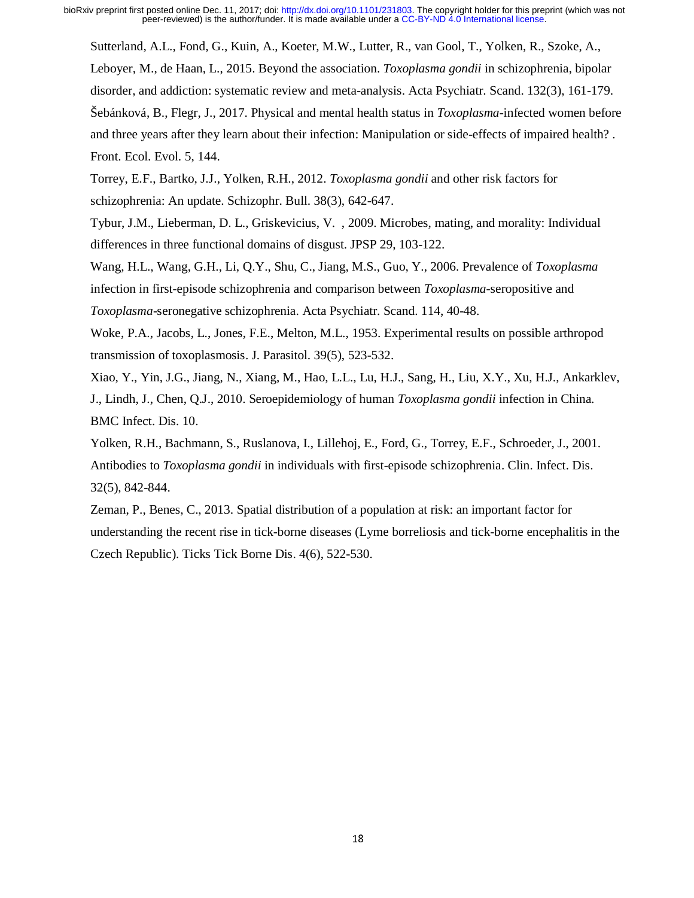Sutterland, A.L., Fond, G., Kuin, A., Koeter, M.W., Lutter, R., van Gool, T., Yolken, R., Szoke, A., Leboyer, M., de Haan, L., 2015. Beyond the association. *Toxoplasma gondii* in schizophrenia, bipolar disorder, and addiction: systematic review and meta-analysis. Acta Psychiatr. Scand. 132(3), 161-179.

Šebánková, B., Flegr, J., 2017. Physical and mental health status in *Toxoplasma*-infected women before and three years after they learn about their infection: Manipulation or side-effects of impaired health? . Front. Ecol. Evol. 5, 144.

Torrey, E.F., Bartko, J.J., Yolken, R.H., 2012. *Toxoplasma gondii* and other risk factors for schizophrenia: An update. Schizophr. Bull. 38(3), 642-647.

Tybur, J.M., Lieberman, D. L., Griskevicius, V. , 2009. Microbes, mating, and morality: Individual differences in three functional domains of disgust. JPSP 29, 103-122.

Wang, H.L., Wang, G.H., Li, Q.Y., Shu, C., Jiang, M.S., Guo, Y., 2006. Prevalence of *Toxoplasma* infection in first-episode schizophrenia and comparison between *Toxoplasma*-seropositive and *Toxoplasma*-seronegative schizophrenia. Acta Psychiatr. Scand. 114, 40-48.

Woke, P.A., Jacobs, L., Jones, F.E., Melton, M.L., 1953. Experimental results on possible arthropod transmission of toxoplasmosis. J. Parasitol. 39(5), 523-532.

Xiao, Y., Yin, J.G., Jiang, N., Xiang, M., Hao, L.L., Lu, H.J., Sang, H., Liu, X.Y., Xu, H.J., Ankarklev, J., Lindh, J., Chen, Q.J., 2010. Seroepidemiology of human *Toxoplasma gondii* infection in China. BMC Infect. Dis. 10.

Yolken, R.H., Bachmann, S., Ruslanova, I., Lillehoj, E., Ford, G., Torrey, E.F., Schroeder, J., 2001. Antibodies to *Toxoplasma gondii* in individuals with first-episode schizophrenia. Clin. Infect. Dis. 32(5), 842-844.

Zeman, P., Benes, C., 2013. Spatial distribution of a population at risk: an important factor for understanding the recent rise in tick-borne diseases (Lyme borreliosis and tick-borne encephalitis in the Czech Republic). Ticks Tick Borne Dis. 4(6), 522-530.